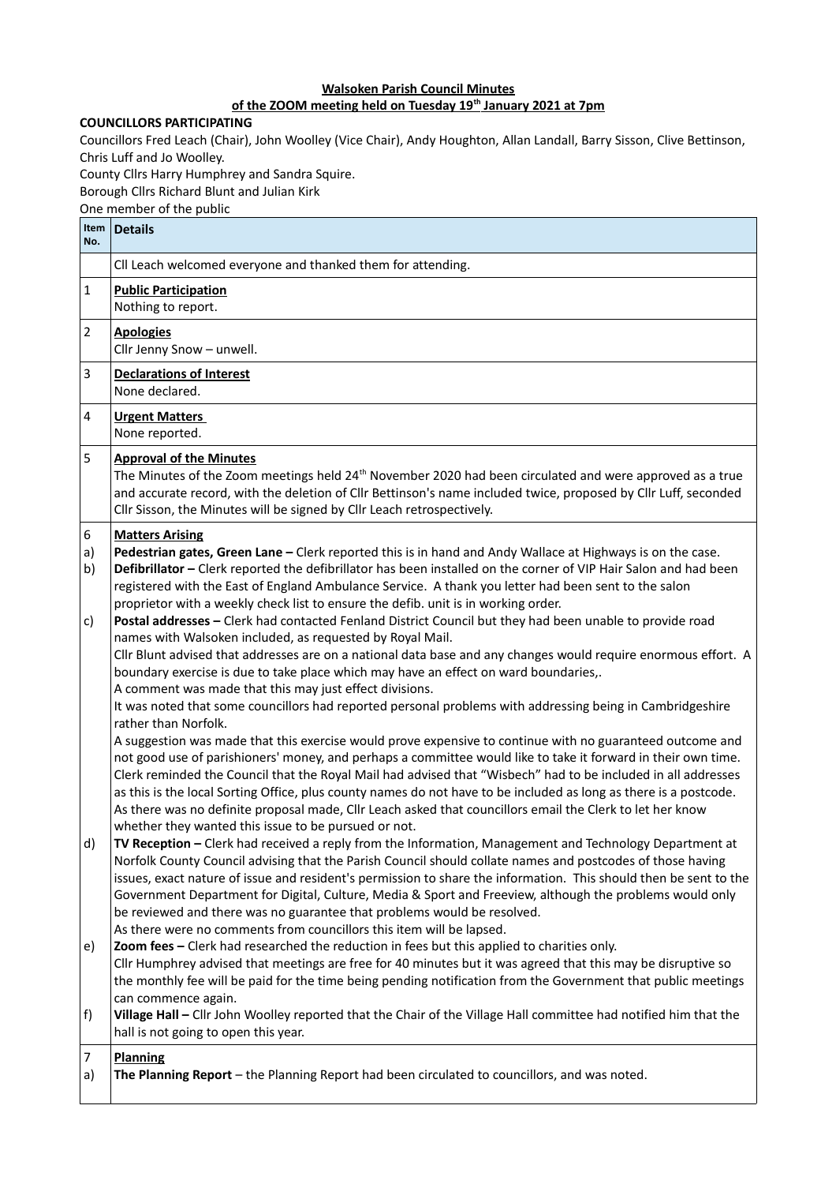**Walsoken Parish Council Minutes**

**of the ZOOM meeting held on Tuesday 19th January 2021 at 7pm**

**COUNCILLORS PARTICIPATING**

Councillors Fred Leach (Chair), John Woolley (Vice Chair), Andy Houghton, Allan Landall, Barry Sisson, Clive Bettinson, Chris Luff and Jo Woolley.

County Cllrs Harry Humphrey and Sandra Squire.

Borough Cllrs Richard Blunt and Julian Kirk

One member of the public

| Item No. | Details |
|---|---|
| | Cll Leach welcomed everyone and thanked them for attending. |
| 1 | **Public Participation**<br>Nothing to report. |
| 2 | **Apologies**<br>Cllr Jenny Snow – unwell. |
| 3 | **Declarations of Interest**<br>None declared. |
| 4 | **Urgent Matters**<br>None reported. |
| 5 | **Approval of the Minutes**<br>The Minutes of the Zoom meetings held 24th November 2020 had been circulated and were approved as a true and accurate record, with the deletion of Cllr Bettinson's name included twice, proposed by Cllr Luff, seconded Cllr Sisson, the Minutes will be signed by Cllr Leach retrospectively. |
| 6<br>a)<br>b)<br><br><br>c)<br><br><br><br><br><br><br><br><br><br><br><br><br>d)<br><br><br><br><br><br>e)<br><br><br>f) | **Matters Arising**<br>**Pedestrian gates, Green Lane –** Clerk reported this is in hand and Andy Wallace at Highways is on the case.<br>**Defibrillator –** Clerk reported the defibrillator has been installed on the corner of VIP Hair Salon and had been registered with the East of England Ambulance Service. A thank you letter had been sent to the salon proprietor with a weekly check list to ensure the defib. unit is in working order.<br>**Postal addresses –** Clerk had contacted Fenland District Council but they had been unable to provide road names with Walsoken included, as requested by Royal Mail.<br>Cllr Blunt advised that addresses are on a national data base and any changes would require enormous effort. A boundary exercise is due to take place which may have an effect on ward boundaries,.<br>A comment was made that this may just effect divisions.<br>It was noted that some councillors had reported personal problems with addressing being in Cambridgeshire rather than Norfolk.<br>A suggestion was made that this exercise would prove expensive to continue with no guaranteed outcome and not good use of parishioners' money, and perhaps a committee would like to take it forward in their own time.<br>Clerk reminded the Council that the Royal Mail had advised that "Wisbech" had to be included in all addresses as this is the local Sorting Office, plus county names do not have to be included as long as there is a postcode.<br>As there was no definite proposal made, Cllr Leach asked that councillors email the Clerk to let her know whether they wanted this issue to be pursued or not.<br>**TV Reception –** Clerk had received a reply from the Information, Management and Technology Department at Norfolk County Council advising that the Parish Council should collate names and postcodes of those having issues, exact nature of issue and resident's permission to share the information. This should then be sent to the Government Department for Digital, Culture, Media & Sport and Freeview, although the problems would only be reviewed and there was no guarantee that problems would be resolved.<br>As there were no comments from councillors this item will be lapsed.<br>**Zoom fees –** Clerk had researched the reduction in fees but this applied to charities only.<br>Cllr Humphrey advised that meetings are free for 40 minutes but it was agreed that this may be disruptive so the monthly fee will be paid for the time being pending notification from the Government that public meetings can commence again.<br>**Village Hall –** Cllr John Woolley reported that the Chair of the Village Hall committee had notified him that the hall is not going to open this year. |
| 7<br>a) | **Planning**<br>**The Planning Report** – the Planning Report had been circulated to councillors, and was noted. |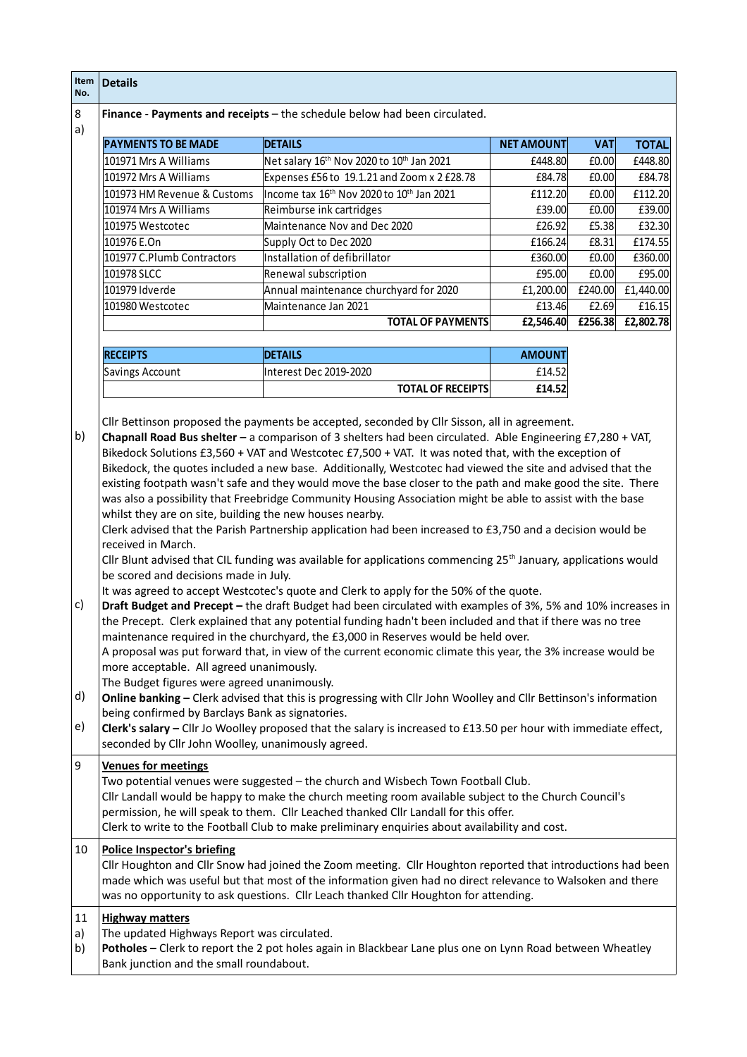| Item No. | Details |
|---|---|

**8 a) Finance - Payments and receipts** – the schedule below had been circulated.

| PAYMENTS TO BE MADE | DETAILS | NET AMOUNT | VAT | TOTAL |
|---|---|---|---|---|
| 101971 Mrs A Williams | Net salary 16th Nov 2020 to 10th Jan 2021 | £448.80 | £0.00 | £448.80 |
| 101972 Mrs A Williams | Expenses £56 to 19.1.21 and Zoom x 2 £28.78 | £84.78 | £0.00 | £84.78 |
| 101973 HM Revenue & Customs | Income tax 16th Nov 2020 to 10th Jan 2021 | £112.20 | £0.00 | £112.20 |
| 101974 Mrs A Williams | Reimburse ink cartridges | £39.00 | £0.00 | £39.00 |
| 101975 Westcotec | Maintenance Nov and Dec 2020 | £26.92 | £5.38 | £32.30 |
| 101976 E.On | Supply Oct to Dec 2020 | £166.24 | £8.31 | £174.55 |
| 101977 C.Plumb Contractors | Installation of defibrillator | £360.00 | £0.00 | £360.00 |
| 101978 SLCC | Renewal subscription | £95.00 | £0.00 | £95.00 |
| 101979 Idverde | Annual maintenance churchyard for 2020 | £1,200.00 | £240.00 | £1,440.00 |
| 101980 Westcotec | Maintenance Jan 2021 | £13.46 | £2.69 | £16.15 |
| | **TOTAL OF PAYMENTS** | **£2,546.40** | **£256.38** | **£2,802.78** |

| RECEIPTS | DETAILS | AMOUNT |
|---|---|---|
| Savings Account | Interest Dec 2019-2020 | £14.52 |
| | **TOTAL OF RECEIPTS** | **£14.52** |

Cllr Bettinson proposed the payments be accepted, seconded by Cllr Sisson, all in agreement.

b) **Chapnall Road Bus shelter –** a comparison of 3 shelters had been circulated. Able Engineering £7,280 + VAT, Bikedock Solutions £3,560 + VAT and Westcotec £7,500 + VAT. It was noted that, with the exception of Bikedock, the quotes included a new base. Additionally, Westcotec had viewed the site and advised that the existing footpath wasn't safe and they would move the base closer to the path and make good the site. There was also a possibility that Freebridge Community Housing Association might be able to assist with the base whilst they are on site, building the new houses nearby.

Clerk advised that the Parish Partnership application had been increased to £3,750 and a decision would be received in March.

Cllr Blunt advised that CIL funding was available for applications commencing 25th January, applications would be scored and decisions made in July.

It was agreed to accept Westcotec's quote and Clerk to apply for the 50% of the quote.

c) **Draft Budget and Precept –** the draft Budget had been circulated with examples of 3%, 5% and 10% increases in the Precept. Clerk explained that any potential funding hadn't been included and that if there was no tree maintenance required in the churchyard, the £3,000 in Reserves would be held over.

A proposal was put forward that, in view of the current economic climate this year, the 3% increase would be more acceptable. All agreed unanimously.

The Budget figures were agreed unanimously.

d) **Online banking –** Clerk advised that this is progressing with Cllr John Woolley and Cllr Bettinson's information being confirmed by Barclays Bank as signatories.

e) **Clerk's salary –** Cllr Jo Woolley proposed that the salary is increased to £13.50 per hour with immediate effect, seconded by Cllr John Woolley, unanimously agreed.

**9 Venues for meetings**

Two potential venues were suggested – the church and Wisbech Town Football Club.

Cllr Landall would be happy to make the church meeting room available subject to the Church Council's permission, he will speak to them. Cllr Leached thanked Cllr Landall for this offer.

Clerk to write to the Football Club to make preliminary enquiries about availability and cost.

**10 Police Inspector's briefing**

Cllr Houghton and Cllr Snow had joined the Zoom meeting. Cllr Houghton reported that introductions had been made which was useful but that most of the information given had no direct relevance to Walsoken and there was no opportunity to ask questions. Cllr Leach thanked Cllr Houghton for attending.

**11 Highway matters**

a) The updated Highways Report was circulated.

b) **Potholes –** Clerk to report the 2 pot holes again in Blackbear Lane plus one on Lynn Road between Wheatley Bank junction and the small roundabout.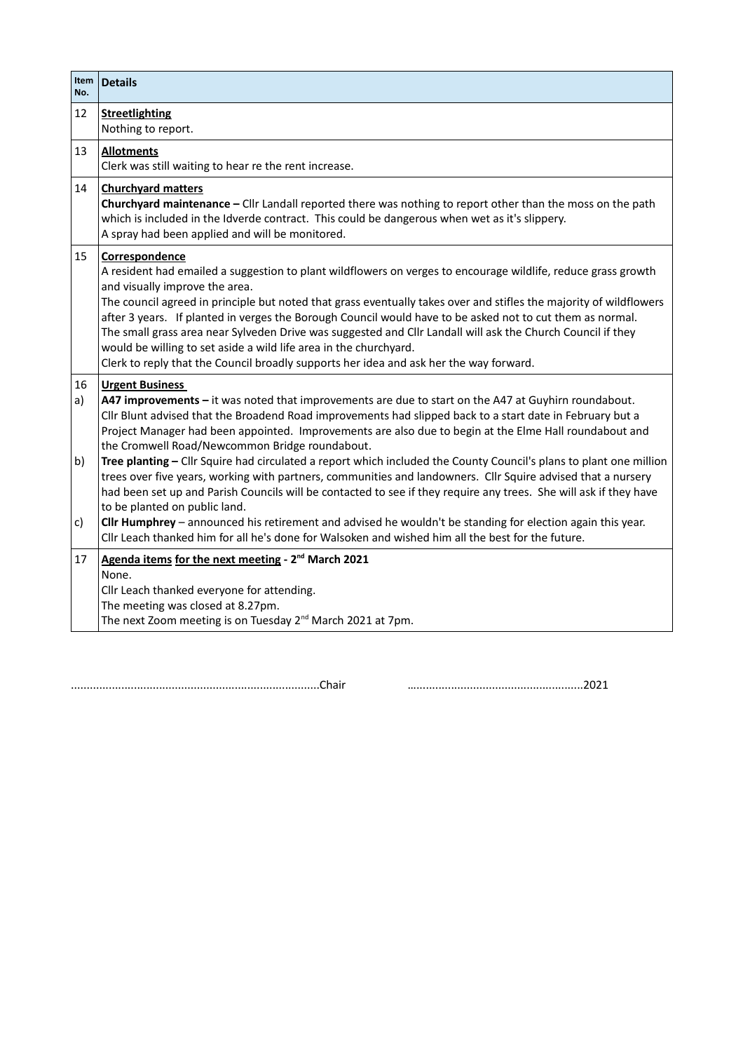| Item No. | Details |
|---|---|
| 12 | **Streetlighting**<br>Nothing to report. |
| 13 | **Allotments**<br>Clerk was still waiting to hear re the rent increase. |
| 14 | **Churchyard matters**<br>**Churchyard maintenance –** Cllr Landall reported there was nothing to report other than the moss on the path which is included in the Idverde contract. This could be dangerous when wet as it's slippery.<br>A spray had been applied and will be monitored. |
| 15 | **Correspondence**<br>A resident had emailed a suggestion to plant wildflowers on verges to encourage wildlife, reduce grass growth and visually improve the area.<br>The council agreed in principle but noted that grass eventually takes over and stifles the majority of wildflowers after 3 years. If planted in verges the Borough Council would have to be asked not to cut them as normal.<br>The small grass area near Sylveden Drive was suggested and Cllr Landall will ask the Church Council if they would be willing to set aside a wild life area in the churchyard.<br>Clerk to reply that the Council broadly supports her idea and ask her the way forward. |
| 16<br>a)<br><br><br><br>b)<br><br><br><br>c) | **Urgent Business**<br>**A47 improvements –** it was noted that improvements are due to start on the A47 at Guyhirn roundabout. Cllr Blunt advised that the Broadend Road improvements had slipped back to a start date in February but a Project Manager had been appointed. Improvements are also due to begin at the Elme Hall roundabout and the Cromwell Road/Newcommon Bridge roundabout.<br>**Tree planting –** Cllr Squire had circulated a report which included the County Council's plans to plant one million trees over five years, working with partners, communities and landowners. Cllr Squire advised that a nursery had been set up and Parish Councils will be contacted to see if they require any trees. She will ask if they have to be planted on public land.<br>**Cllr Humphrey** – announced his retirement and advised he wouldn't be standing for election again this year. Cllr Leach thanked him for all he's done for Walsoken and wished him all the best for the future. |
| 17 | **Agenda items for the next meeting - 2nd March 2021**<br>None.<br>Cllr Leach thanked everyone for attending.<br>The meeting was closed at 8.27pm.<br>The next Zoom meeting is on Tuesday 2nd March 2021 at 7pm. |

...............................................................................Chair ……...............................................2021